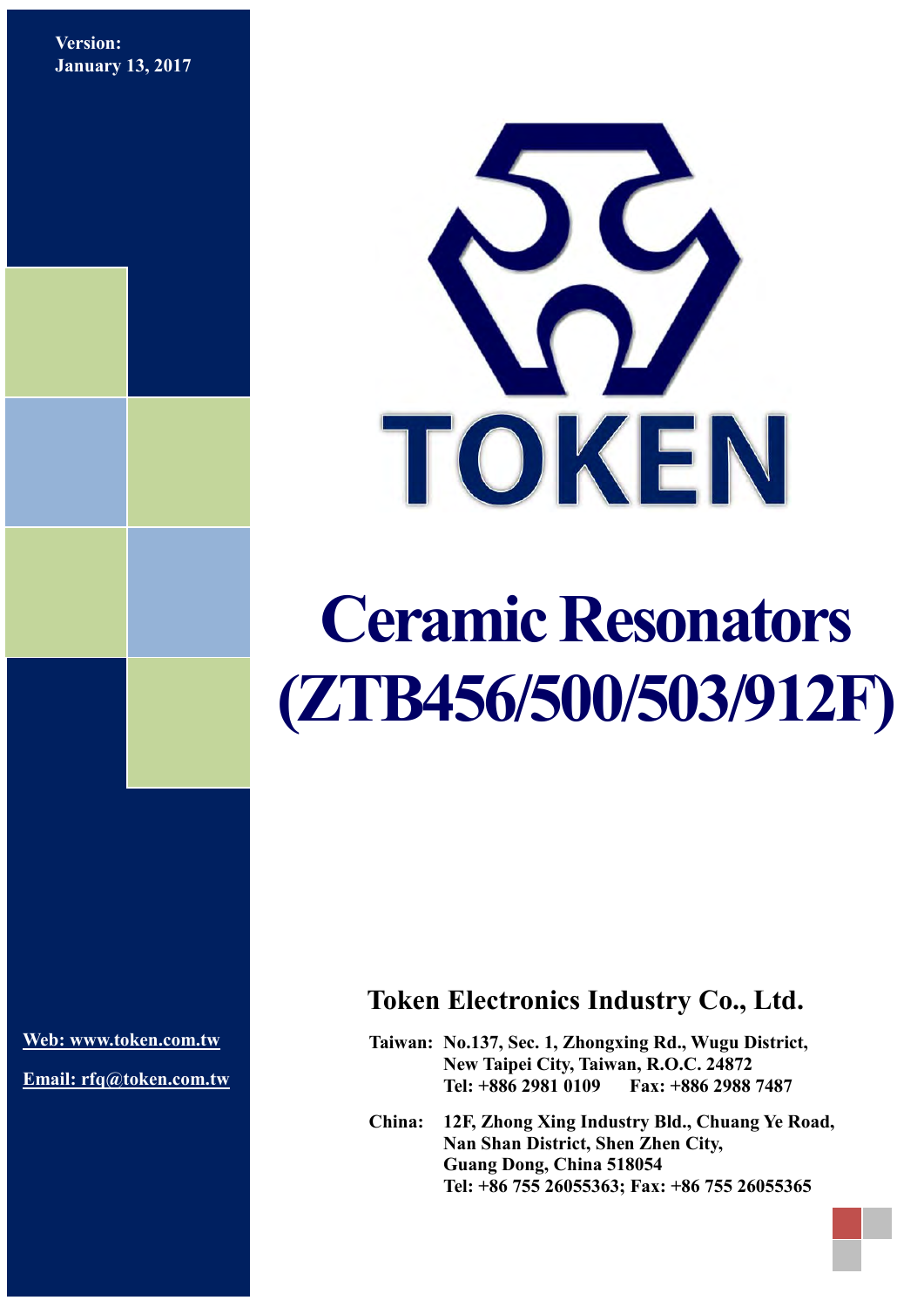Version:
January 13, 2017

TOKEN

# Ceramic Resonators (ZTB456/500/503/912F)

Web: www.token.com.tw

Email: rfq@token.com.tw

## Token Electronics Industry Co., Ltd.

**Taiwan:** No.137, Sec. 1, Zhongxing Rd., Wugu District, New Taipei City, Taiwan, R.O.C. 24872
Tel: +886 2981 0109 Fax: +886 2988 7487

**China:** 12F, Zhong Xing Industry Bld., Chuang Ye Road, Nan Shan District, Shen Zhen City, Guang Dong, China 518054
Tel: +86 755 26055363; Fax: +86 755 26055365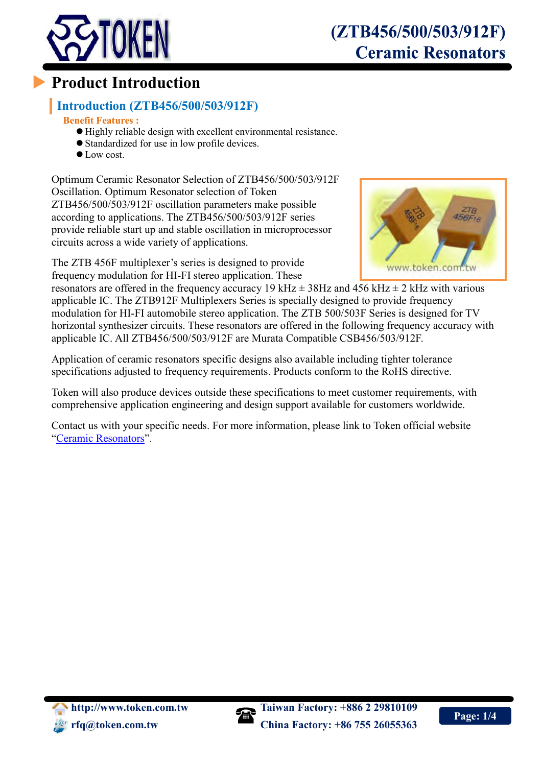# Product Introduction

## Introduction (ZTB456/500/503/912F)

**Benefit Features :**

- Highly reliable design with excellent environmental resistance.
- Standardized for use in low profile devices.
- Low cost.

Optimum Ceramic Resonator Selection of ZTB456/500/503/912F Oscillation. Optimum Resonator selection of Token ZTB456/500/503/912F oscillation parameters make possible according to applications. The ZTB456/500/503/912F series provide reliable start up and stable oscillation in microprocessor circuits across a wide variety of applications.

The ZTB 456F multiplexer's series is designed to provide frequency modulation for HI-FI stereo application. These resonators are offered in the frequency accuracy 19 kHz ± 38Hz and 456 kHz ± 2 kHz with various applicable IC. The ZTB912F Multiplexers Series is specially designed to provide frequency modulation for HI-FI automobile stereo application. The ZTB 500/503F Series is designed for TV horizontal synthesizer circuits. These resonators are offered in the following frequency accuracy with applicable IC. All ZTB456/500/503/912F are Murata Compatible CSB456/503/912F.

Application of ceramic resonators specific designs also available including tighter tolerance specifications adjusted to frequency requirements. Products conform to the RoHS directive.

Token will also produce devices outside these specifications to meet customer requirements, with comprehensive application engineering and design support available for customers worldwide.

Contact us with your specific needs. For more information, please link to Token official website "Ceramic Resonators".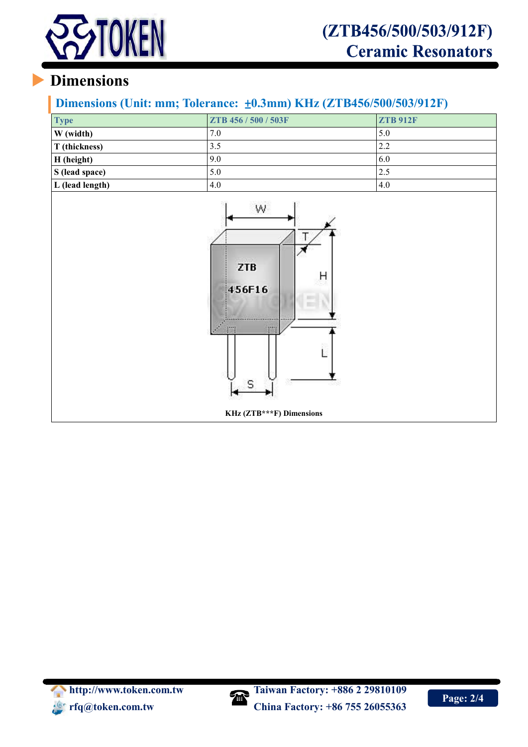## Dimensions

### Dimensions (Unit: mm; Tolerance: ±0.3mm) KHz (ZTB456/500/503/912F)

| Type | ZTB 456 / 500 / 503F | ZTB 912F |
|---|---|---|
| W (width) | 7.0 | 5.0 |
| T (thickness) | 3.5 | 2.2 |
| H (height) | 9.0 | 6.0 |
| S (lead space) | 5.0 | 2.5 |
| L (lead length) | 4.0 | 4.0 |

KHz (ZTB***F) Dimensions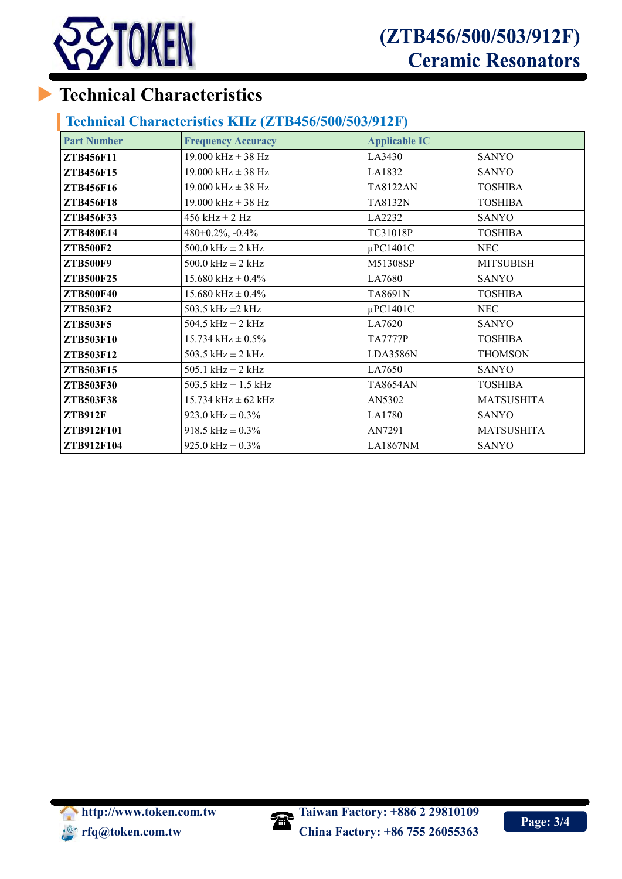# Technical Characteristics

## Technical Characteristics KHz (ZTB456/500/503/912F)

| Part Number | Frequency Accuracy | Applicable IC | |
|---|---|---|---|
| **ZTB456F11** | 19.000 kHz ± 38 Hz | LA3430 | SANYO |
| **ZTB456F15** | 19.000 kHz ± 38 Hz | LA1832 | SANYO |
| **ZTB456F16** | 19.000 kHz ± 38 Hz | TA8122AN | TOSHIBA |
| **ZTB456F18** | 19.000 kHz ± 38 Hz | TA8132N | TOSHIBA |
| **ZTB456F33** | 456 kHz ± 2 Hz | LA2232 | SANYO |
| **ZTB480E14** | 480+0.2%, -0.4% | TC31018P | TOSHIBA |
| **ZTB500F2** | 500.0 kHz ± 2 kHz | µPC1401C | NEC |
| **ZTB500F9** | 500.0 kHz ± 2 kHz | M51308SP | MITSUBISH |
| **ZTB500F25** | 15.680 kHz ± 0.4% | LA7680 | SANYO |
| **ZTB500F40** | 15.680 kHz ± 0.4% | TA8691N | TOSHIBA |
| **ZTB503F2** | 503.5 kHz ±2 kHz | µPC1401C | NEC |
| **ZTB503F5** | 504.5 kHz ± 2 kHz | LA7620 | SANYO |
| **ZTB503F10** | 15.734 kHz ± 0.5% | TA7777P | TOSHIBA |
| **ZTB503F12** | 503.5 kHz ± 2 kHz | LDA3586N | THOMSON |
| **ZTB503F15** | 505.1 kHz ± 2 kHz | LA7650 | SANYO |
| **ZTB503F30** | 503.5 kHz ± 1.5 kHz | TA8654AN | TOSHIBA |
| **ZTB503F38** | 15.734 kHz ± 62 kHz | AN5302 | MATSUSHITA |
| **ZTB912F** | 923.0 kHz ± 0.3% | LA1780 | SANYO |
| **ZTB912F101** | 918.5 kHz ± 0.3% | AN7291 | MATSUSHITA |
| **ZTB912F104** | 925.0 kHz ± 0.3% | LA1867NM | SANYO |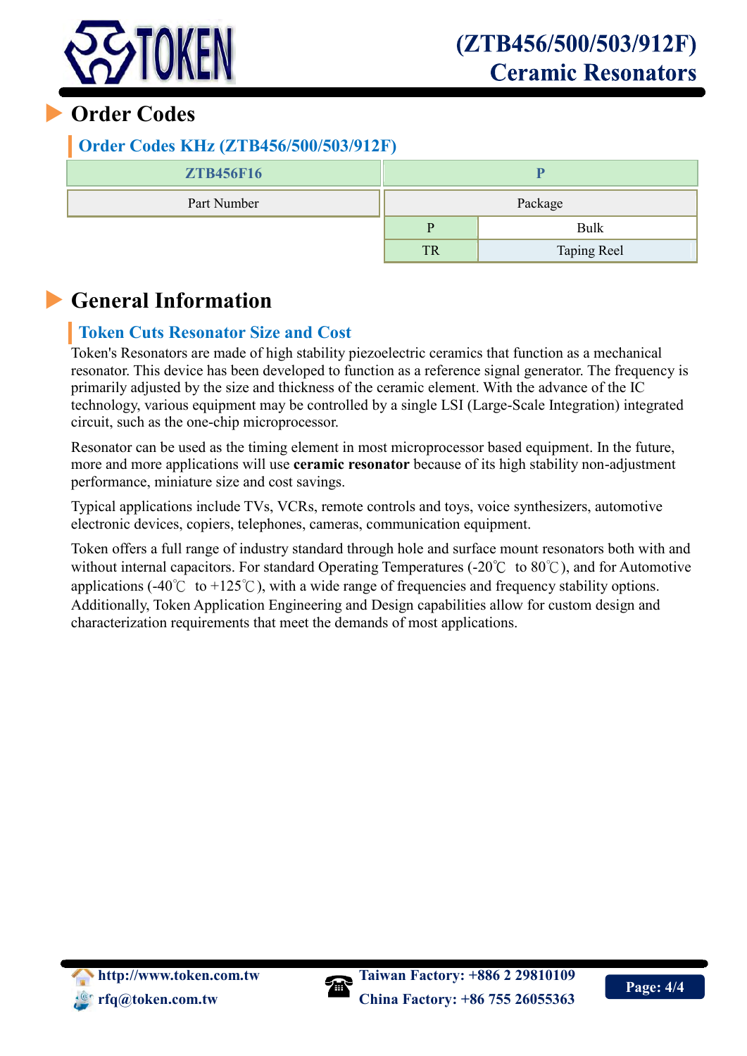## Order Codes

### Order Codes KHz (ZTB456/500/503/912F)

| ZTB456F16 | P | |
|---|---|---|
| Part Number | Package | |
| | P | Bulk |
| | TR | Taping Reel |

## General Information

### Token Cuts Resonator Size and Cost

Token's Resonators are made of high stability piezoelectric ceramics that function as a mechanical resonator. This device has been developed to function as a reference signal generator. The frequency is primarily adjusted by the size and thickness of the ceramic element. With the advance of the IC technology, various equipment may be controlled by a single LSI (Large-Scale Integration) integrated circuit, such as the one-chip microprocessor.

Resonator can be used as the timing element in most microprocessor based equipment. In the future, more and more applications will use **ceramic resonator** because of its high stability non-adjustment performance, miniature size and cost savings.

Typical applications include TVs, VCRs, remote controls and toys, voice synthesizers, automotive electronic devices, copiers, telephones, cameras, communication equipment.

Token offers a full range of industry standard through hole and surface mount resonators both with and without internal capacitors. For standard Operating Temperatures (-20℃ to 80℃), and for Automotive applications (-40℃ to +125℃), with a wide range of frequencies and frequency stability options. Additionally, Token Application Engineering and Design capabilities allow for custom design and characterization requirements that meet the demands of most applications.

http://www.token.com.tw

rfq@token.com.tw

Taiwan Factory: +886 2 29810109

China Factory: +86 755 26055363